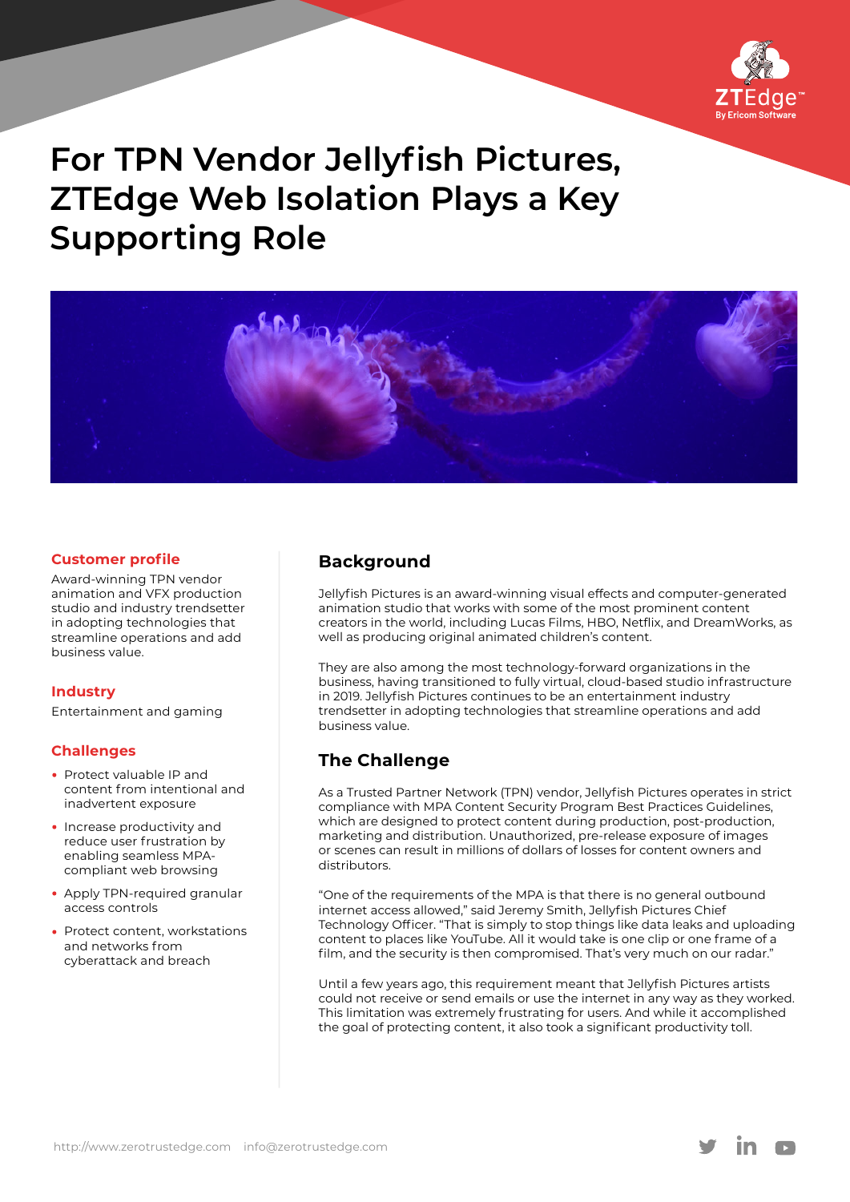# For TPN Vendor Jellyfish Pictures, ZTEdge Web Isolation Plays a Key Supporting Role

### Customer profile

Award-winning TPN vendor animation and VFX production studio and industry trendsetter in adopting technologies that streamline operations and add business value.

### Industry

Entertainment and gaming

### Challenges

- Protect valuable IP and content from intentional and inadvertent exposure
- Increase productivity and reduce user frustration by enabling seamless MPA-compliant web browsing
- Apply TPN-required granular access controls
- Protect content, workstations and networks from cyberattack and breach

## Background

Jellyfish Pictures is an award-winning visual effects and computer-generated animation studio that works with some of the most prominent content creators in the world, including Lucas Films, HBO, Netflix, and DreamWorks, as well as producing original animated children's content.

They are also among the most technology-forward organizations in the business, having transitioned to fully virtual, cloud-based studio infrastructure in 2019. Jellyfish Pictures continues to be an entertainment industry trendsetter in adopting technologies that streamline operations and add business value.

## The Challenge

As a Trusted Partner Network (TPN) vendor, Jellyfish Pictures operates in strict compliance with MPA Content Security Program Best Practices Guidelines, which are designed to protect content during production, post-production, marketing and distribution. Unauthorized, pre-release exposure of images or scenes can result in millions of dollars of losses for content owners and distributors.

"One of the requirements of the MPA is that there is no general outbound internet access allowed," said Jeremy Smith, Jellyfish Pictures Chief Technology Officer. "That is simply to stop things like data leaks and uploading content to places like YouTube. All it would take is one clip or one frame of a film, and the security is then compromised. That's very much on our radar."

Until a few years ago, this requirement meant that Jellyfish Pictures artists could not receive or send emails or use the internet in any way as they worked. This limitation was extremely frustrating for users. And while it accomplished the goal of protecting content, it also took a significant productivity toll.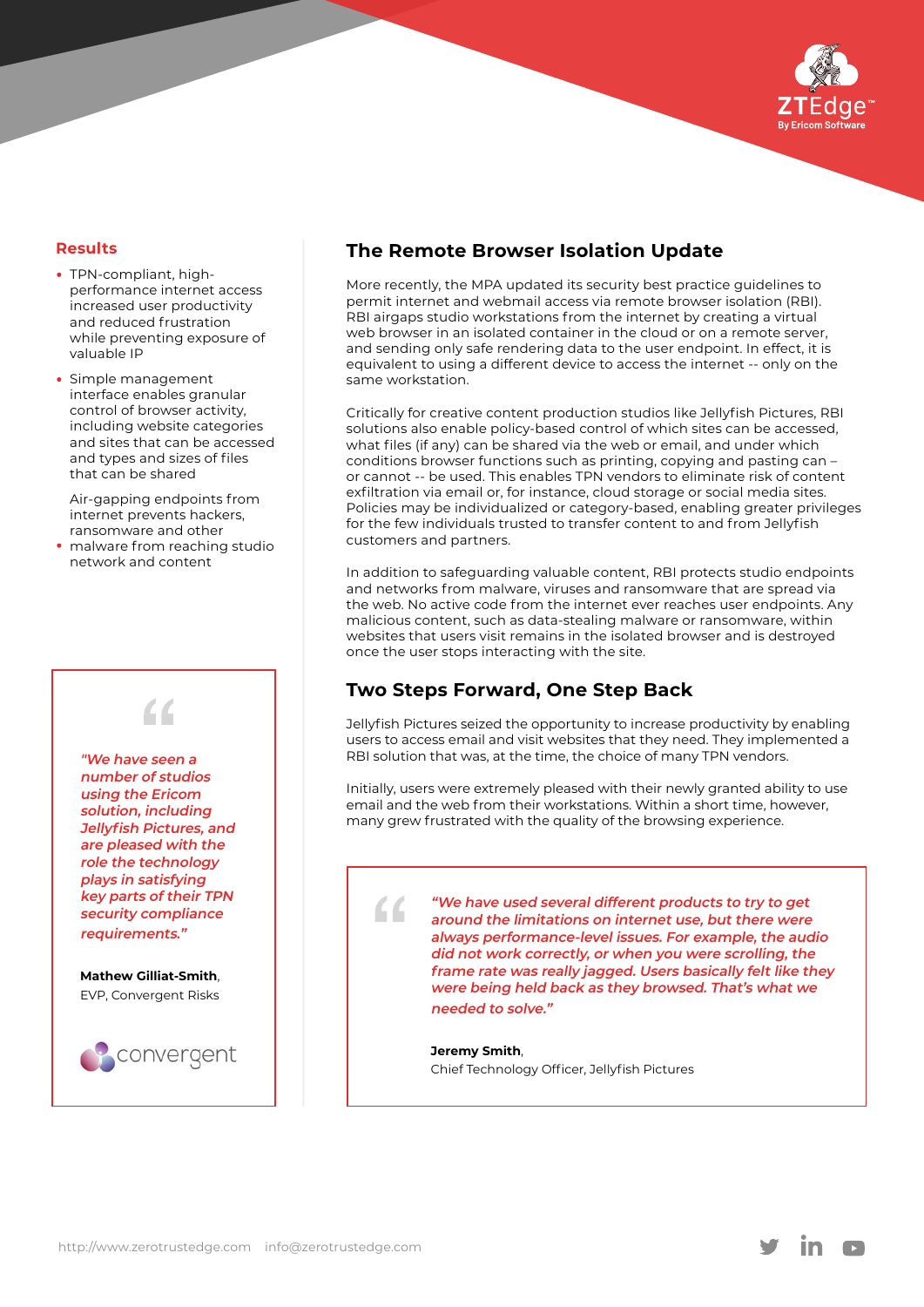## Results

- TPN-compliant, high-performance internet access increased user productivity and reduced frustration while preventing exposure of valuable IP
- Simple management interface enables granular control of browser activity, including website categories and sites that can be accessed and types and sizes of files that can be shared
- Air-gapping endpoints from internet prevents hackers, ransomware and other malware from reaching studio network and content

> *"We have seen a number of studios using the Ericom solution, including Jellyfish Pictures, and are pleased with the role the technology plays in satisfying key parts of their TPN security compliance requirements."*
>
> **Mathew Gilliat-Smith**, EVP, Convergent Risks

## The Remote Browser Isolation Update

More recently, the MPA updated its security best practice guidelines to permit internet and webmail access via remote browser isolation (RBI). RBI airgaps studio workstations from the internet by creating a virtual web browser in an isolated container in the cloud or on a remote server, and sending only safe rendering data to the user endpoint. In effect, it is equivalent to using a different device to access the internet -- only on the same workstation.

Critically for creative content production studios like Jellyfish Pictures, RBI solutions also enable policy-based control of which sites can be accessed, what files (if any) can be shared via the web or email, and under which conditions browser functions such as printing, copying and pasting can – or cannot -- be used. This enables TPN vendors to eliminate risk of content exfiltration via email or, for instance, cloud storage or social media sites. Policies may be individualized or category-based, enabling greater privileges for the few individuals trusted to transfer content to and from Jellyfish customers and partners.

In addition to safeguarding valuable content, RBI protects studio endpoints and networks from malware, viruses and ransomware that are spread via the web. No active code from the internet ever reaches user endpoints. Any malicious content, such as data-stealing malware or ransomware, within websites that users visit remains in the isolated browser and is destroyed once the user stops interacting with the site.

## Two Steps Forward, One Step Back

Jellyfish Pictures seized the opportunity to increase productivity by enabling users to access email and visit websites that they need. They implemented a RBI solution that was, at the time, the choice of many TPN vendors.

Initially, users were extremely pleased with their newly granted ability to use email and the web from their workstations. Within a short time, however, many grew frustrated with the quality of the browsing experience.

> *"We have used several different products to try to get around the limitations on internet use, but there were always performance-level issues. For example, the audio did not work correctly, or when you were scrolling, the frame rate was really jagged. Users basically felt like they were being held back as they browsed. That's what we needed to solve."*
>
> **Jeremy Smith**, Chief Technology Officer, Jellyfish Pictures

http://www.zerotrustedge.com info@zerotrustedge.com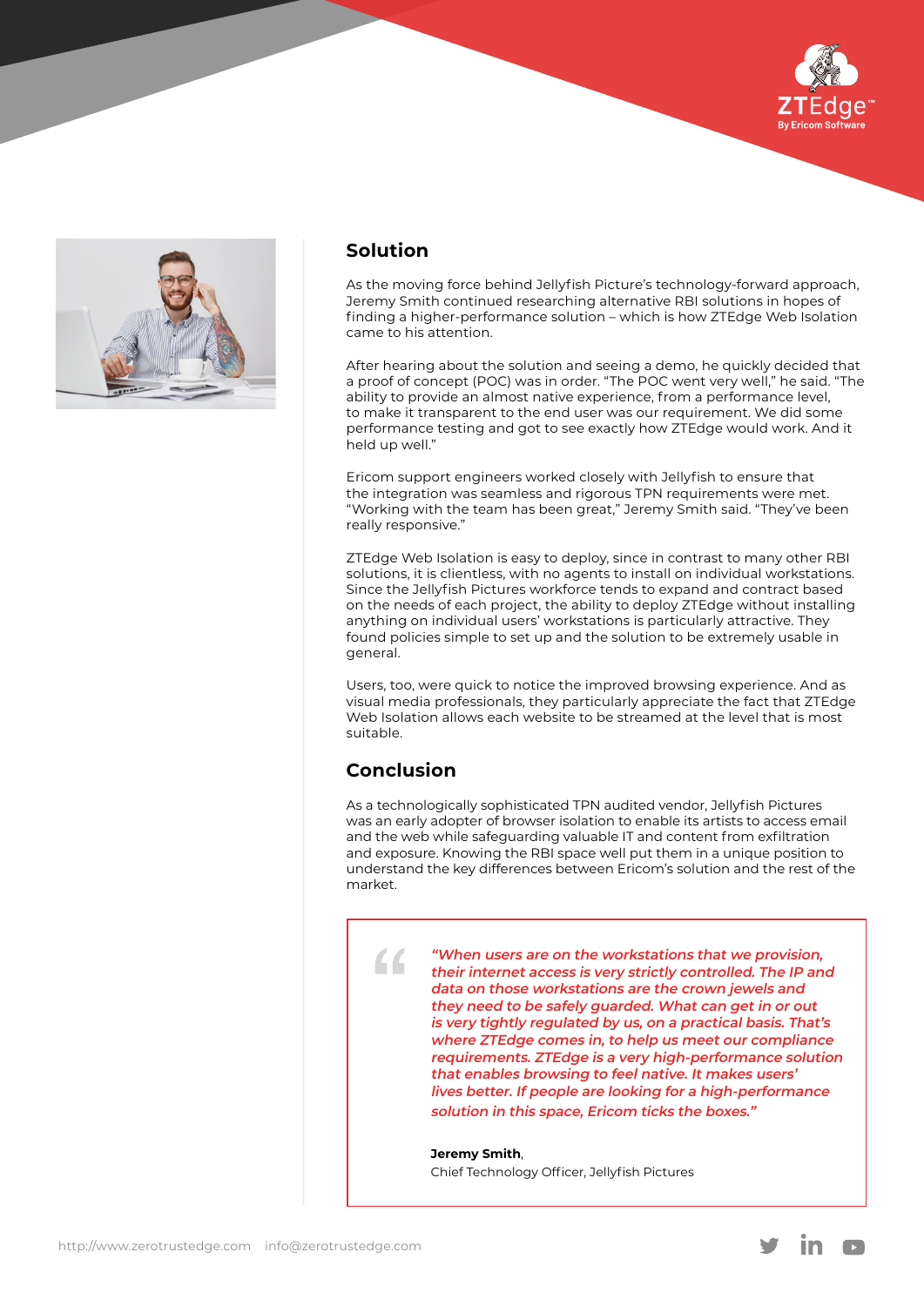## Solution

As the moving force behind Jellyfish Picture's technology-forward approach, Jeremy Smith continued researching alternative RBI solutions in hopes of finding a higher-performance solution – which is how ZTEdge Web Isolation came to his attention.

After hearing about the solution and seeing a demo, he quickly decided that a proof of concept (POC) was in order. "The POC went very well," he said. "The ability to provide an almost native experience, from a performance level, to make it transparent to the end user was our requirement. We did some performance testing and got to see exactly how ZTEdge would work. And it held up well."

Ericom support engineers worked closely with Jellyfish to ensure that the integration was seamless and rigorous TPN requirements were met. "Working with the team has been great," Jeremy Smith said. "They've been really responsive."

ZTEdge Web Isolation is easy to deploy, since in contrast to many other RBI solutions, it is clientless, with no agents to install on individual workstations. Since the Jellyfish Pictures workforce tends to expand and contract based on the needs of each project, the ability to deploy ZTEdge without installing anything on individual users' workstations is particularly attractive. They found policies simple to set up and the solution to be extremely usable in general.

Users, too, were quick to notice the improved browsing experience. And as visual media professionals, they particularly appreciate the fact that ZTEdge Web Isolation allows each website to be streamed at the level that is most suitable.

## Conclusion

As a technologically sophisticated TPN audited vendor, Jellyfish Pictures was an early adopter of browser isolation to enable its artists to access email and the web while safeguarding valuable IT and content from exfiltration and exposure. Knowing the RBI space well put them in a unique position to understand the key differences between Ericom's solution and the rest of the market.

> *"When users are on the workstations that we provision, their internet access is very strictly controlled. The IP and data on those workstations are the crown jewels and they need to be safely guarded. What can get in or out is very tightly regulated by us, on a practical basis. That's where ZTEdge comes in, to help us meet our compliance requirements. ZTEdge is a very high-performance solution that enables browsing to feel native. It makes users' lives better. If people are looking for a high-performance solution in this space, Ericom ticks the boxes."*
>
> **Jeremy Smith**,
> Chief Technology Officer, Jellyfish Pictures

http://www.zerotrustedge.com info@zerotrustedge.com